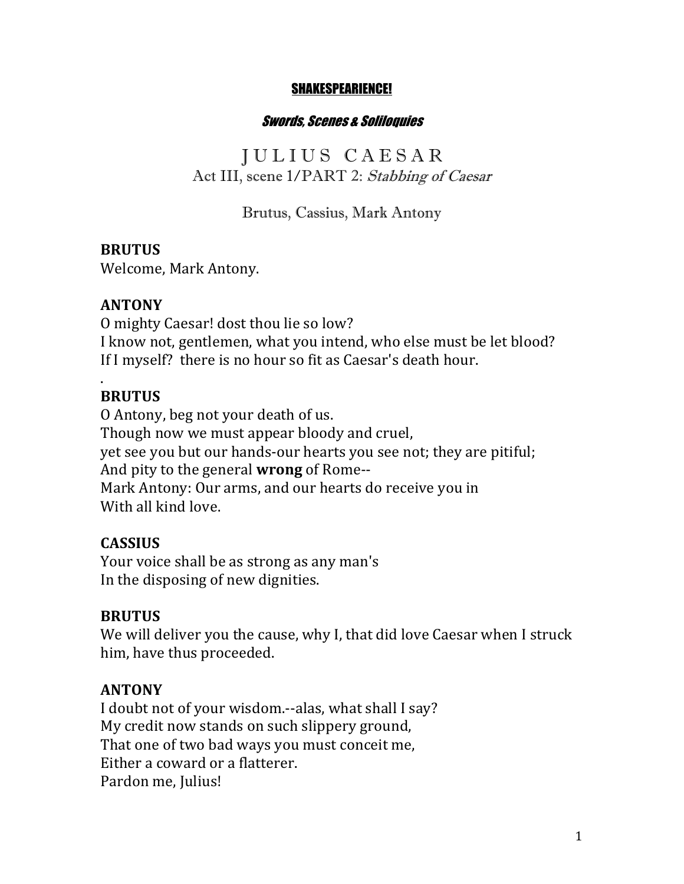**SHAKESPEARIENCE!**

***Swords, Scenes & Soliloquies***

# JULIUS CAESAR

## Act III, scene 1/PART 2: *Stabbing of Caesar*

Brutus, Cassius, Mark Antony

**BRUTUS**
Welcome, Mark Antony.

**ANTONY**
O mighty Caesar! dost thou lie so low?
I know not, gentlemen, what you intend, who else must be let blood?
If I myself? there is no hour so fit as Caesar's death hour.
.

**BRUTUS**
O Antony, beg not your death of us.
Though now we must appear bloody and cruel,
yet see you but our hands-our hearts you see not; they are pitiful;
And pity to the general **wrong** of Rome--
Mark Antony: Our arms, and our hearts do receive you in
With all kind love.

**CASSIUS**
Your voice shall be as strong as any man's
In the disposing of new dignities.

**BRUTUS**
We will deliver you the cause, why I, that did love Caesar when I struck him, have thus proceeded.

**ANTONY**
I doubt not of your wisdom.--alas, what shall I say?
My credit now stands on such slippery ground,
That one of two bad ways you must conceit me,
Either a coward or a flatterer.
Pardon me, Julius!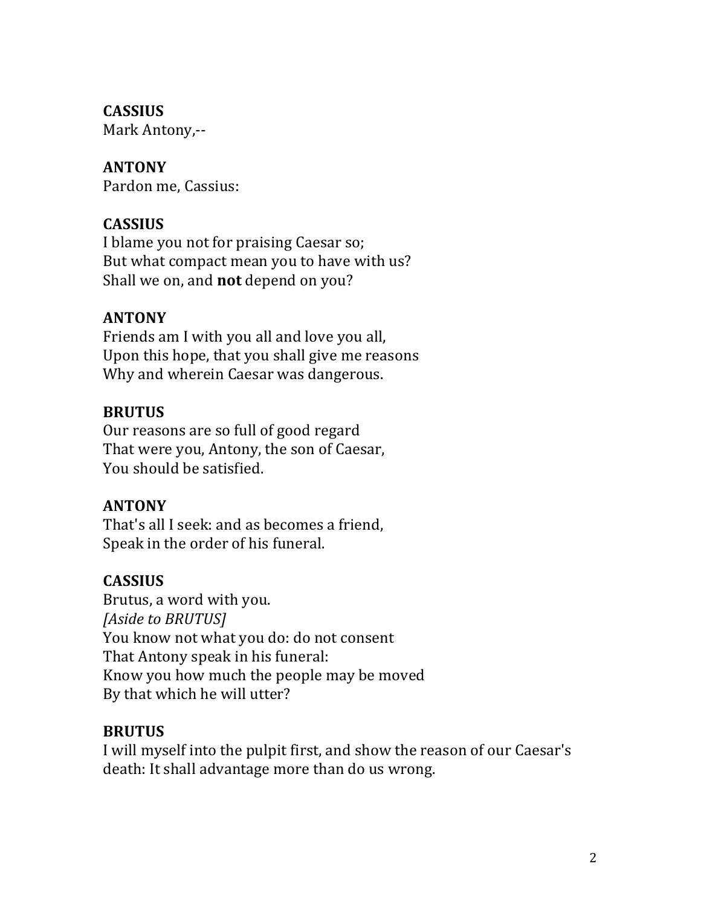**CASSIUS**
Mark Antony,--

**ANTONY**
Pardon me, Cassius:

**CASSIUS**
I blame you not for praising Caesar so;
But what compact mean you to have with us?
Shall we on, and **not** depend on you?

**ANTONY**
Friends am I with you all and love you all,
Upon this hope, that you shall give me reasons
Why and wherein Caesar was dangerous.

**BRUTUS**
Our reasons are so full of good regard
That were you, Antony, the son of Caesar,
You should be satisfied.

**ANTONY**
That's all I seek: and as becomes a friend,
Speak in the order of his funeral.

**CASSIUS**
Brutus, a word with you.
*[Aside to BRUTUS]*
You know not what you do: do not consent
That Antony speak in his funeral:
Know you how much the people may be moved
By that which he will utter?

**BRUTUS**
I will myself into the pulpit first, and show the reason of our Caesar's death: It shall advantage more than do us wrong.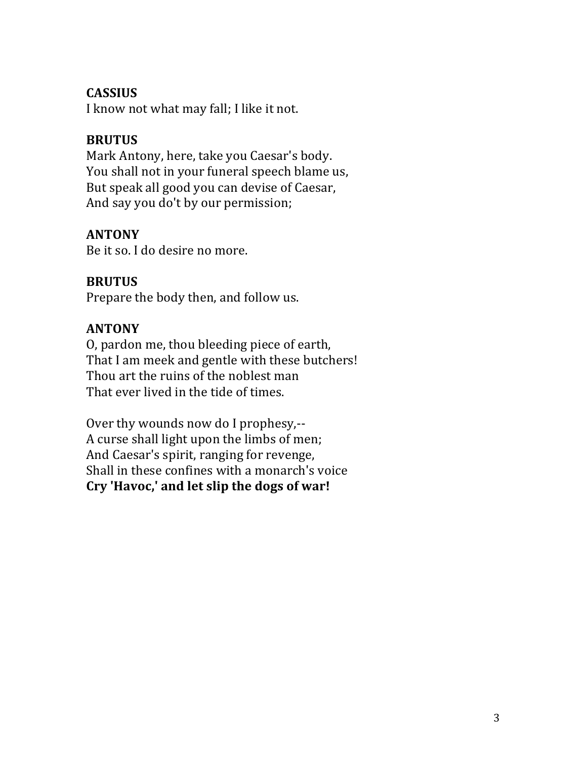**CASSIUS**
I know not what may fall; I like it not.

**BRUTUS**
Mark Antony, here, take you Caesar's body.
You shall not in your funeral speech blame us,
But speak all good you can devise of Caesar,
And say you do't by our permission;

**ANTONY**
Be it so. I do desire no more.

**BRUTUS**
Prepare the body then, and follow us.

**ANTONY**
O, pardon me, thou bleeding piece of earth,
That I am meek and gentle with these butchers!
Thou art the ruins of the noblest man
That ever lived in the tide of times.

Over thy wounds now do I prophesy,--
A curse shall light upon the limbs of men;
And Caesar's spirit, ranging for revenge,
Shall in these confines with a monarch's voice
**Cry 'Havoc,' and let slip the dogs of war!**